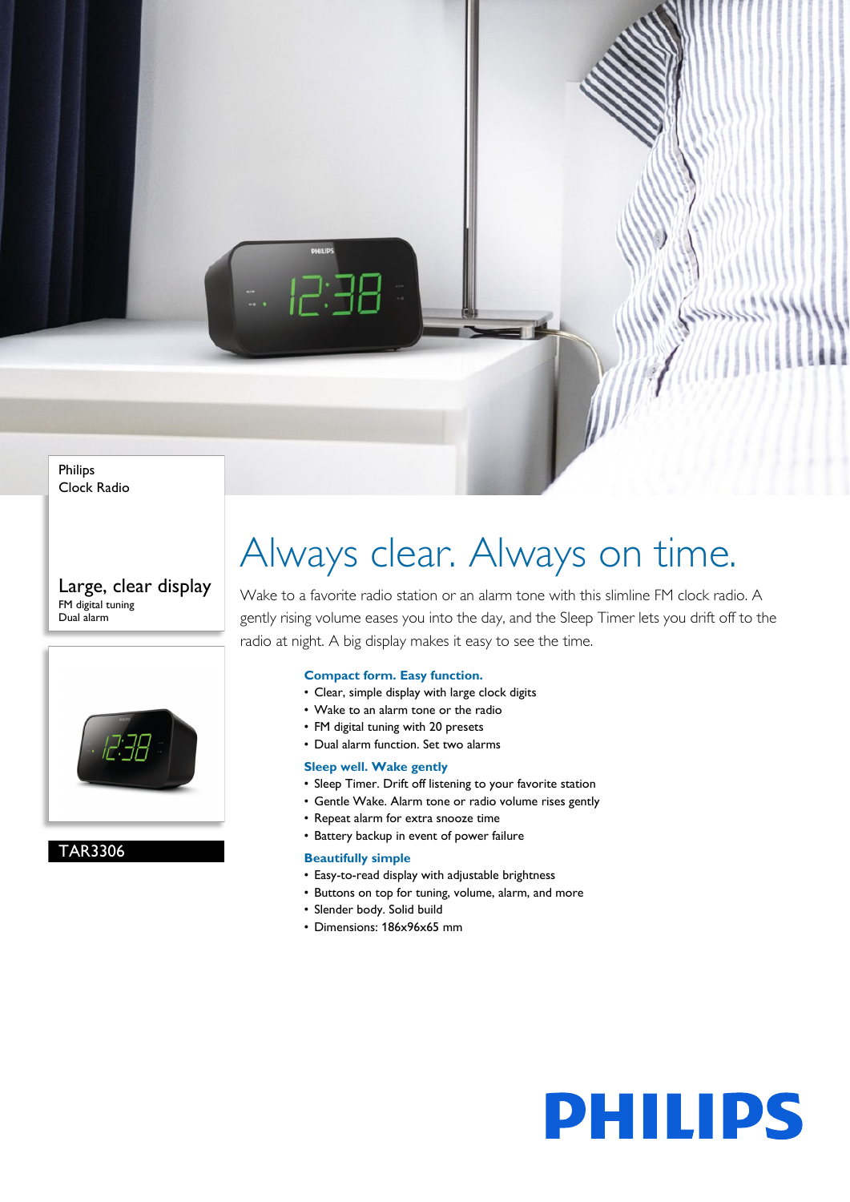Philips
Clock Radio

## Large, clear display

FM digital tuning
Dual alarm

TAR3306

# Always clear. Always on time.

Wake to a favorite radio station or an alarm tone with this slimline FM clock radio. A gently rising volume eases you into the day, and the Sleep Timer lets you drift off to the radio at night. A big display makes it easy to see the time.

### Compact form. Easy function.

- Clear, simple display with large clock digits
- Wake to an alarm tone or the radio
- FM digital tuning with 20 presets
- Dual alarm function. Set two alarms

### Sleep well. Wake gently

- Sleep Timer. Drift off listening to your favorite station
- Gentle Wake. Alarm tone or radio volume rises gently
- Repeat alarm for extra snooze time
- Battery backup in event of power failure

### Beautifully simple

- Easy-to-read display with adjustable brightness
- Buttons on top for tuning, volume, alarm, and more
- Slender body. Solid build
- Dimensions: 186x96x65 mm

PHILIPS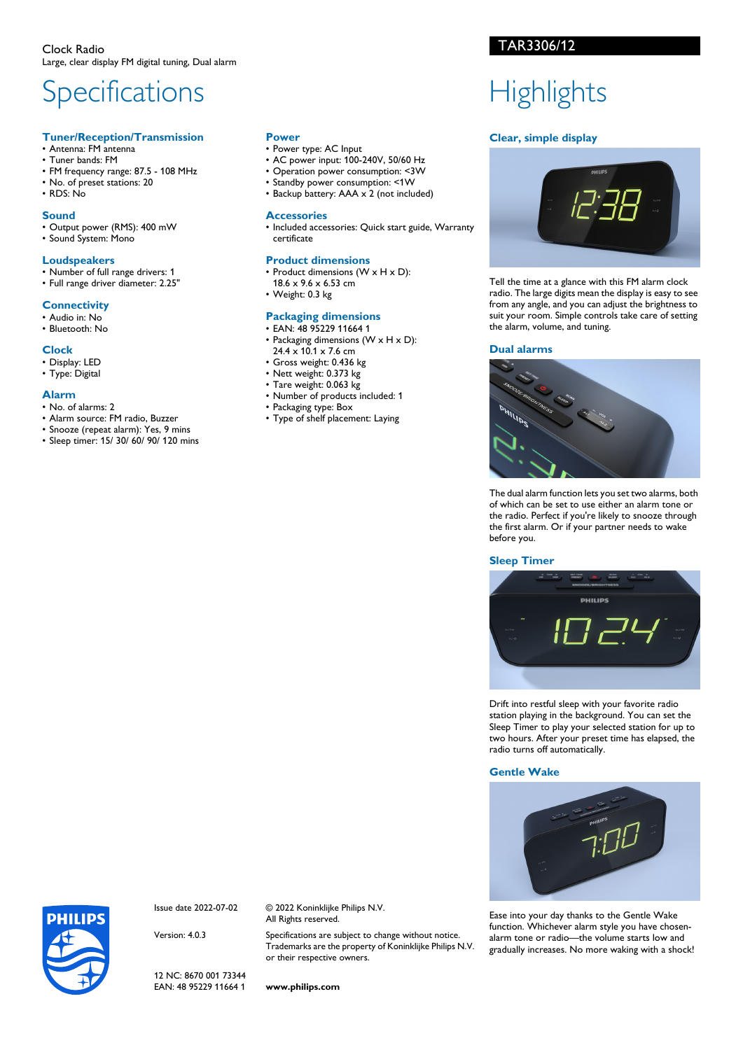Clock Radio

Large, clear display FM digital tuning, Dual alarm

TAR3306/12

# Specifications

### Tuner/Reception/Transmission

- Antenna: FM antenna
- Tuner bands: FM
- FM frequency range: 87.5 - 108 MHz
- No. of preset stations: 20
- RDS: No

### Sound

- Output power (RMS): 400 mW
- Sound System: Mono

### Loudspeakers

- Number of full range drivers: 1
- Full range driver diameter: 2.25"

### Connectivity

- Audio in: No
- Bluetooth: No

### Clock

- Display: LED
- Type: Digital

### Alarm

- No. of alarms: 2
- Alarm source: FM radio, Buzzer
- Snooze (repeat alarm): Yes, 9 mins
- Sleep timer: 15/ 30/ 60/ 90/ 120 mins

### Power

- Power type: AC Input
- AC power input: 100-240V, 50/60 Hz
- Operation power consumption: <3W
- Standby power consumption: <1W
- Backup battery: AAA x 2 (not included)

### Accessories

- Included accessories: Quick start guide, Warranty certificate

### Product dimensions

- Product dimensions (W x H x D): 18.6 x 9.6 x 6.53 cm
- Weight: 0.3 kg

### Packaging dimensions

- EAN: 48 95229 11664 1
- Packaging dimensions (W x H x D): 24.4 x 10.1 x 7.6 cm
- Gross weight: 0.436 kg
- Nett weight: 0.373 kg
- Tare weight: 0.063 kg
- Number of products included: 1
- Packaging type: Box
- Type of shelf placement: Laying

# Highlights

### Clear, simple display

Tell the time at a glance with this FM alarm clock radio. The large digits mean the display is easy to see from any angle, and you can adjust the brightness to suit your room. Simple controls take care of setting the alarm, volume, and tuning.

### Dual alarms

The dual alarm function lets you set two alarms, both of which can be set to use either an alarm tone or the radio. Perfect if you're likely to snooze through the first alarm. Or if your partner needs to wake before you.

### Sleep Timer

Drift into restful sleep with your favorite radio station playing in the background. You can set the Sleep Timer to play your selected station for up to two hours. After your preset time has elapsed, the radio turns off automatically.

### Gentle Wake

Ease into your day thanks to the Gentle Wake function. Whichever alarm style you have chosen—alarm tone or radio—the volume starts low and gradually increases. No more waking with a shock!

Issue date 2022-07-02

Version: 4.0.3

12 NC: 8670 001 73344
EAN: 48 95229 11664 1

© 2022 Koninklijke Philips N.V.
All Rights reserved.

Specifications are subject to change without notice. Trademarks are the property of Koninklijke Philips N.V. or their respective owners.

www.philips.com